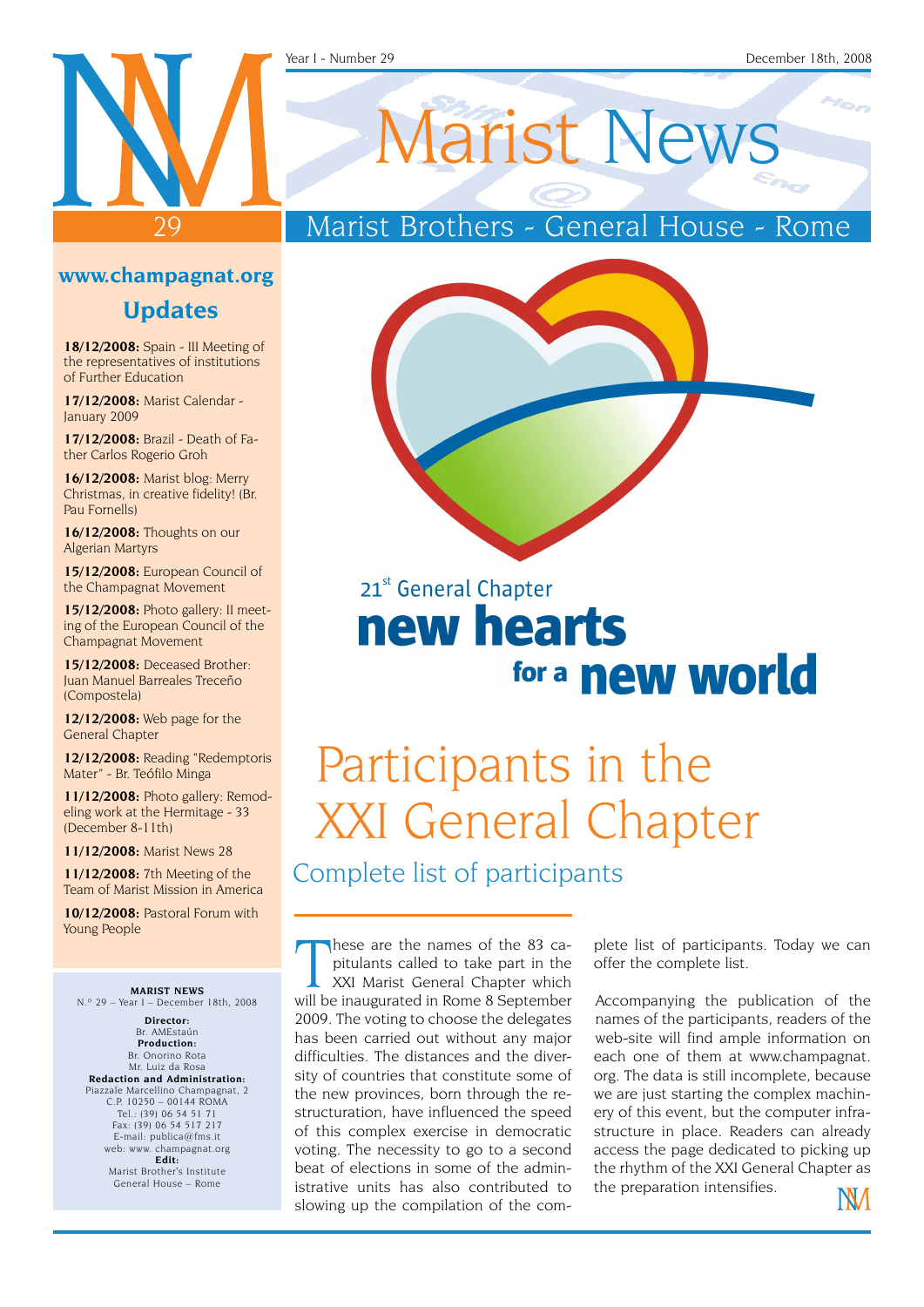# Marist News

## Marist Brothers - General House - Rome

Year I - Number 29 — December 18th, 2008

## www.champagnat.org

### Updates

**18/12/2008:** Spain - III Meeting of the representatives of institutions of Further Education

**17/12/2008:** Marist Calendar - January 2009

**17/12/2008:** Brazil - Death of Father Carlos Rogerio Groh

**16/12/2008:** Marist blog: Merry Christmas, in creative fidelity! (Br. Pau Fornells)

**16/12/2008:** Thoughts on our Algerian Martyrs

**15/12/2008:** European Council of the Champagnat Movement

**15/12/2008:** Photo gallery: II meeting of the European Council of the Champagnat Movement

**15/12/2008:** Deceased Brother: Juan Manuel Barreales Treceño (Compostela)

**12/12/2008:** Web page for the General Chapter

**12/12/2008:** Reading "Redemptoris Mater" - Br. Teófilo Minga

**11/12/2008:** Photo gallery: Remodeling work at the Hermitage - 33 (December 8-11th)

**11/12/2008:** Marist News 28

**11/12/2008:** 7th Meeting of the Team of Marist Mission in America

**10/12/2008:** Pastoral Forum with Young People

**MARIST NEWS**
N.º 29 – Year I – December 18th, 2008

**Director:** Br. AMEstaún
**Production:** Br. Onorino Rota, Mr. Luiz da Rosa
**Redaction and Administration:** Piazzale Marcellino Champagnat, 2, C.P. 10250 – 00144 ROMA
Tel.: (39) 06 54 51 71
Fax: (39) 06 54 517 217
E-mail: publica@fms.it
web: www. champagnat.org
**Edit:** Marist Brother's Institute, General House – Rome

21[st] General Chapter
**new hearts for a new world**

# Participants in the XXI General Chapter

## Complete list of participants

These are the names of the 83 capitulants called to take part in the XXI Marist General Chapter which will be inaugurated in Rome 8 September 2009. The voting to choose the delegates has been carried out without any major difficulties. The distances and the diversity of countries that constitute some of the new provinces, born through the restructuration, have influenced the speed of this complex exercise in democratic voting. The necessity to go to a second beat of elections in some of the administrative units has also contributed to slowing up the compilation of the complete list of participants. Today we can offer the complete list.

Accompanying the publication of the names of the participants, readers of the web-site will find ample information on each one of them at www.champagnat.org. The data is still incomplete, because we are just starting the complex machinery of this event, but the computer infrastructure in place. Readers can already access the page dedicated to picking up the rhythm of the XXI General Chapter as the preparation intensifies.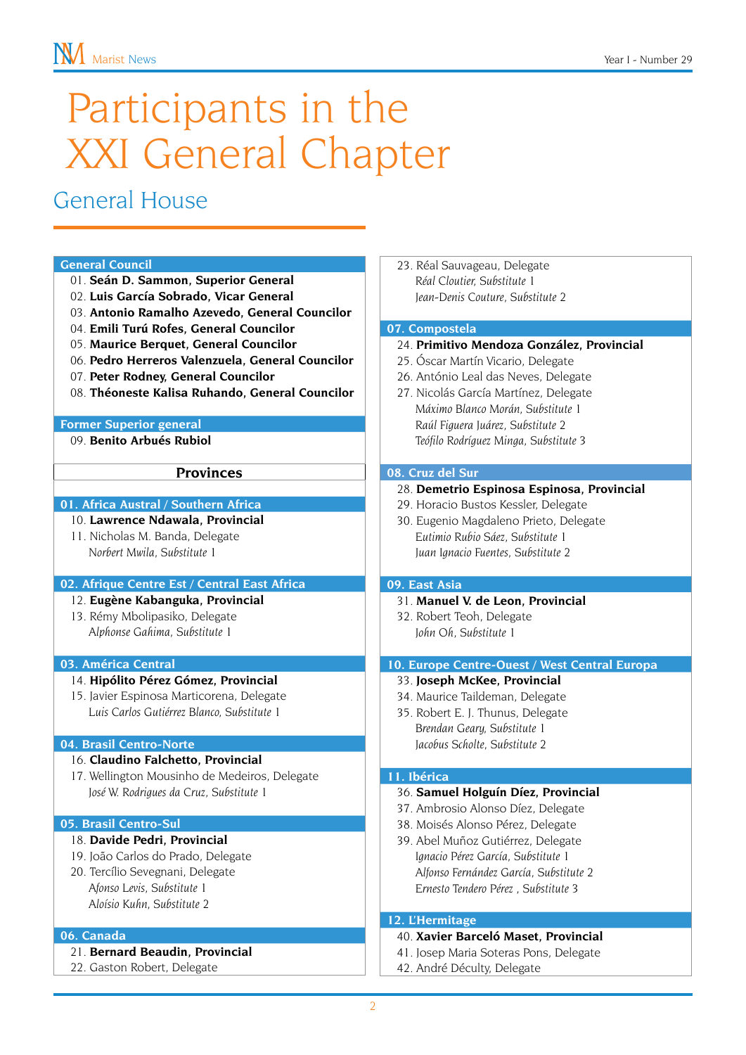# Participants in the XXI General Chapter

## General House

**General Council**

01. **Seán D. Sammon, Superior General**
02. **Luis García Sobrado, Vicar General**
03. **Antonio Ramalho Azevedo, General Councilor**
04. **Emili Turú Rofes, General Councilor**
05. **Maurice Berquet, General Councilor**
06. **Pedro Herreros Valenzuela, General Councilor**
07. **Peter Rodney, General Councilor**
08. **Théoneste Kalisa Ruhando, General Councilor**

**Former Superior general**

09. **Benito Arbués Rubiol**

### Provinces

**01. Africa Austral / Southern Africa**

10. **Lawrence Ndawala, Provincial**
11. Nicholas M. Banda, Delegate

*Norbert Mwila, Substitute 1*

**02. Afrique Centre Est / Central East Africa**

12. **Eugène Kabanguka, Provincial**
13. Rémy Mbolipasiko, Delegate

*Alphonse Gahima, Substitute 1*

**03. América Central**

14. **Hipólito Pérez Gómez, Provincial**
15. Javier Espinosa Marticorena, Delegate

*Luis Carlos Gutiérrez Blanco, Substitute 1*

**04. Brasil Centro-Norte**

16. **Claudino Falchetto, Provincial**
17. Wellington Mousinho de Medeiros, Delegate

*José W. Rodrigues da Cruz, Substitute 1*

**05. Brasil Centro-Sul**

18. **Davide Pedri, Provincial**
19. João Carlos do Prado, Delegate
20. Tercílio Sevegnani, Delegate

*Afonso Levis, Substitute 1*
*Aloísio Kuhn, Substitute 2*

**06. Canada**

21. **Bernard Beaudin, Provincial**
22. Gaston Robert, Delegate
23. Réal Sauvageau, Delegate

*Réal Cloutier, Substitute 1*
*Jean-Denis Couture, Substitute 2*

**07. Compostela**

24. **Primitivo Mendoza González, Provincial**
25. Óscar Martín Vicario, Delegate
26. António Leal das Neves, Delegate
27. Nicolás García Martínez, Delegate

*Máximo Blanco Morán, Substitute 1*
*Raúl Figuera Juárez, Substitute 2*
*Teófilo Rodríguez Minga, Substitute 3*

**08. Cruz del Sur**

28. **Demetrio Espinosa Espinosa, Provincial**
29. Horacio Bustos Kessler, Delegate
30. Eugenio Magdaleno Prieto, Delegate

*Eutimio Rubio Sáez, Substitute 1*
*Juan Ignacio Fuentes, Substitute 2*

**09. East Asia**

31. **Manuel V. de Leon, Provincial**
32. Robert Teoh, Delegate

*John Oh, Substitute 1*

**10. Europe Centre-Ouest / West Central Europa**

33. **Joseph McKee, Provincial**
34. Maurice Taildeman, Delegate
35. Robert E. J. Thunus, Delegate

*Brendan Geary, Substitute 1*
*Jacobus Scholte, Substitute 2*

**11. Ibérica**

36. **Samuel Holguín Díez, Provincial**
37. Ambrosio Alonso Díez, Delegate
38. Moisés Alonso Pérez, Delegate
39. Abel Muñoz Gutiérrez, Delegate

*Ignacio Pérez García, Substitute 1*
*Alfonso Fernández García, Substitute 2*
*Ernesto Tendero Pérez , Substitute 3*

**12. L'Hermitage**

40. **Xavier Barceló Maset, Provincial**
41. Josep Maria Soteras Pons, Delegate
42. André Déculty, Delegate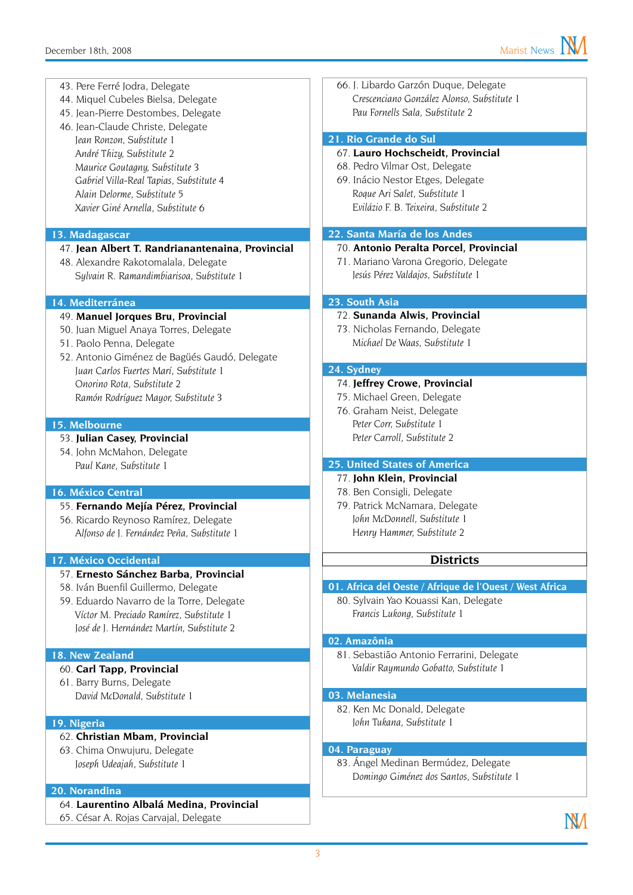43. Pere Ferré Jodra, Delegate
44. Miquel Cubeles Bielsa, Delegate
45. Jean-Pierre Destombes, Delegate
46. Jean-Claude Christe, Delegate
    *Jean Ronzon, Substitute 1*
    *André Thizy, Substitute 2*
    *Maurice Goutagny, Substitute 3*
    *Gabriel Villa-Real Tapias, Substitute 4*
    *Alain Delorme, Substitute 5*
    *Xavier Giné Arnella, Substitute 6*

### 13. Madagascar

47. **Jean Albert T. Randrianantenaina, Provincial**
48. Alexandre Rakotomalala, Delegate
    *Sylvain R. Ramandimbiarisoa, Substitute 1*

### 14. Mediterránea

49. **Manuel Jorques Bru, Provincial**
50. Juan Miguel Anaya Torres, Delegate
51. Paolo Penna, Delegate
52. Antonio Giménez de Bagüés Gaudó, Delegate
    *Juan Carlos Fuertes Marí, Substitute 1*
    *Onorino Rota, Substitute 2*
    *Ramón Rodríguez Mayor, Substitute 3*

### 15. Melbourne

53. **Julian Casey, Provincial**
54. John McMahon, Delegate
    *Paul Kane, Substitute 1*

### 16. México Central

55. **Fernando Mejía Pérez, Provincial**
56. Ricardo Reynoso Ramírez, Delegate
    *Alfonso de J. Fernández Peña, Substitute 1*

### 17. México Occidental

57. **Ernesto Sánchez Barba, Provincial**
58. Iván Buenfil Guillermo, Delegate
59. Eduardo Navarro de la Torre, Delegate
    *Víctor M. Preciado Ramírez, Substitute 1*
    *José de J. Hernández Martín, Substitute 2*

### 18. New Zealand

60. **Carl Tapp, Provincial**
61. Barry Burns, Delegate
    *David McDonald, Substitute 1*

### 19. Nigeria

62. **Christian Mbam, Provincial**
63. Chima Onwujuru, Delegate
    *Joseph Udeajah, Substitute 1*

### 20. Norandina

64. **Laurentino Albalá Medina, Provincial**
65. César A. Rojas Carvajal, Delegate
66. J. Libardo Garzón Duque, Delegate
    *Crescenciano González Alonso, Substitute 1*
    *Pau Fornells Sala, Substitute 2*

### 21. Rio Grande do Sul

67. **Lauro Hochscheidt, Provincial**
68. Pedro Vilmar Ost, Delegate
69. Inácio Nestor Etges, Delegate
    *Roque Ari Salet, Substitute 1*
    *Evilázio F. B. Teixeira, Substitute 2*

### 22. Santa María de los Andes

70. **Antonio Peralta Porcel, Provincial**
71. Mariano Varona Gregorio, Delegate
    *Jesús Pérez Valdajos, Substitute 1*

### 23. South Asia

72. **Sunanda Alwis, Provincial**
73. Nicholas Fernando, Delegate
    *Michael De Waas, Substitute 1*

### 24. Sydney

74. **Jeffrey Crowe, Provincial**
75. Michael Green, Delegate
76. Graham Neist, Delegate
    *Peter Corr, Substitute 1*
    *Peter Carroll, Substitute 2*

### 25. United States of America

77. **John Klein, Provincial**
78. Ben Consigli, Delegate
79. Patrick McNamara, Delegate
    *John McDonnell, Substitute 1*
    *Henry Hammer, Substitute 2*

## Districts

### 01. Africa del Oeste / Afrique de l'Ouest / West Africa

80. Sylvain Yao Kouassi Kan, Delegate
    *Francis Lukong, Substitute 1*

### 02. Amazônia

81. Sebastião Antonio Ferrarini, Delegate
    *Valdir Raymundo Gobatto, Substitute 1*

### 03. Melanesia

82. Ken Mc Donald, Delegate
    *John Tukana, Substitute 1*

### 04. Paraguay

83. Ángel Medinan Bermúdez, Delegate
    *Domingo Giménez dos Santos, Substitute 1*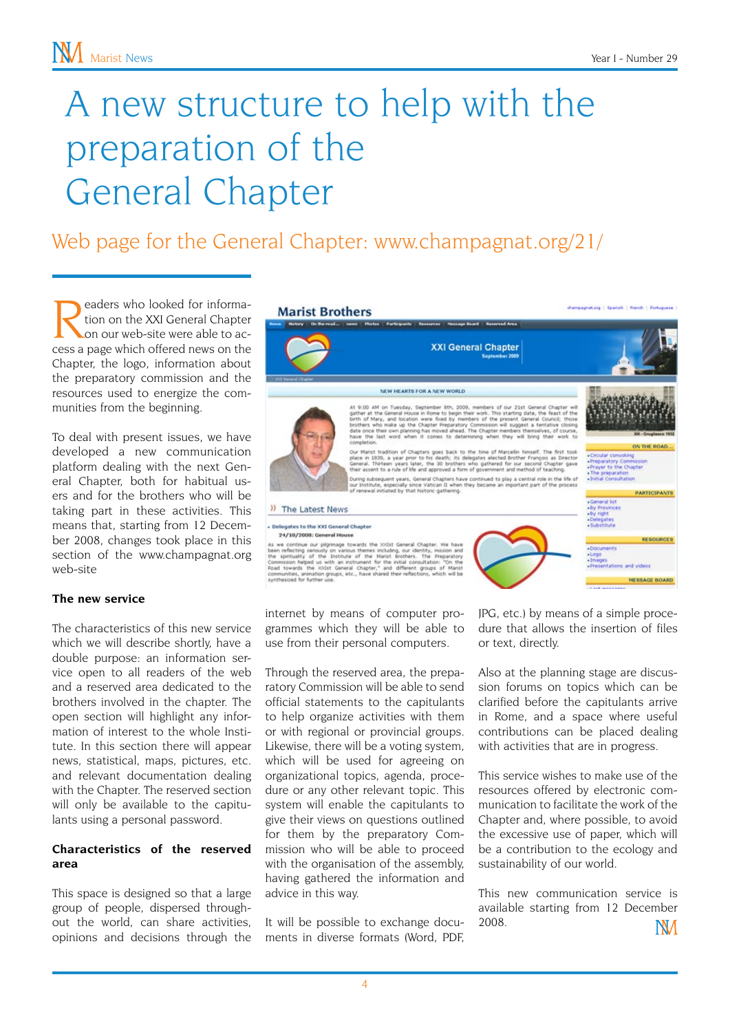# A new structure to help with the preparation of the General Chapter

## Web page for the General Chapter: www.champagnat.org/21/

Readers who looked for information on the XXI General Chapter on our web-site were able to access a page which offered news on the Chapter, the logo, information about the preparatory commission and the resources used to energize the communities from the beginning.

To deal with present issues, we have developed a new communication platform dealing with the next General Chapter, both for habitual users and for the brothers who will be taking part in these activities. This means that, starting from 12 December 2008, changes took place in this section of the www.champagnat.org web-site

**The new service**

The characteristics of this new service which we will describe shortly, have a double purpose: an information service open to all readers of the web and a reserved area dedicated to the brothers involved in the chapter. The open section will highlight any information of interest to the whole Institute. In this section there will appear news, statistical, maps, pictures, etc. and relevant documentation dealing with the Chapter. The reserved section will only be available to the capitulants using a personal password.

**Characteristics of the reserved area**

This space is designed so that a large group of people, dispersed throughout the world, can share activities, opinions and decisions through the internet by means of computer programmes which they will be able to use from their personal computers.

Through the reserved area, the preparatory Commission will be able to send official statements to the capitulants to help organize activities with them or with regional or provincial groups. Likewise, there will be a voting system, which will be used for agreeing on organizational topics, agenda, procedure or any other relevant topic. This system will enable the capitulants to give their views on questions outlined for them by the preparatory Commission who will be able to proceed with the organisation of the assembly, having gathered the information and advice in this way.

It will be possible to exchange documents in diverse formats (Word, PDF, JPG, etc.) by means of a simple procedure that allows the insertion of files or text, directly.

Also at the planning stage are discussion forums on topics which can be clarified before the capitulants arrive in Rome, and a space where useful contributions can be placed dealing with activities that are in progress.

This service wishes to make use of the resources offered by electronic communication to facilitate the work of the Chapter and, where possible, to avoid the excessive use of paper, which will be a contribution to the ecology and sustainability of our world.

This new communication service is available starting from 12 December 2008.